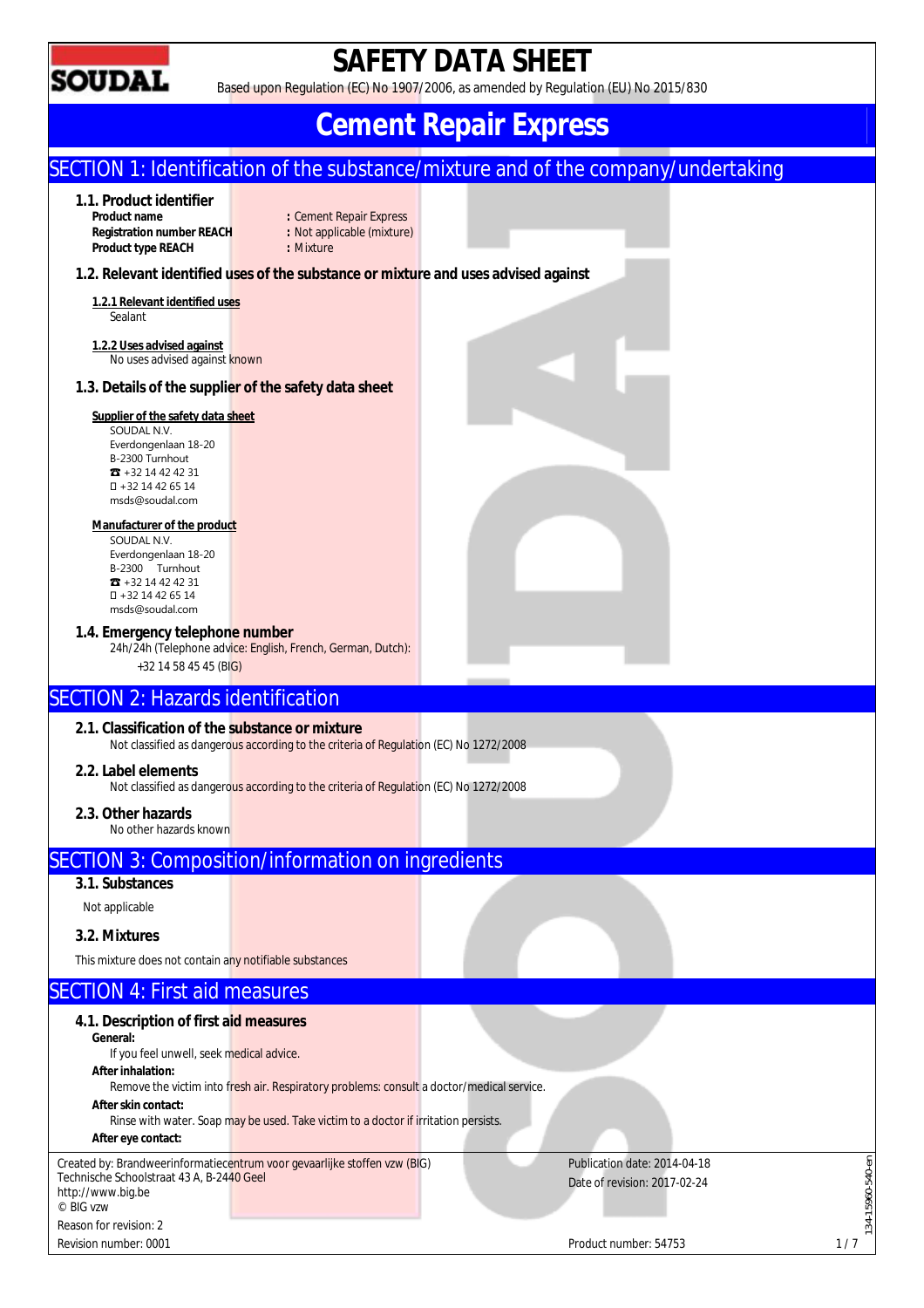# SAFETY DATA SHEET

Based upon Regulation (EC) No 1907/2006, as amended by Regulation (EU) No 2015/830

# Cement Repair Express

## SECTION 1: Identification of the substance/mixture and of the company/undertaking

### 1.1. Product identifier

**Product name** : Cement Repair Express
**Registration number REACH** : Not applicable (mixture)
**Product type REACH** : Mixture

### 1.2. Relevant identified uses of the substance or mixture and uses advised against

**1.2.1 Relevant identified uses**
Sealant

**1.2.2 Uses advised against**
No uses advised against known

### 1.3. Details of the supplier of the safety data sheet

**Supplier of the safety data sheet**
SOUDAL N.V.
Everdongenlaan 18-20
B-2300 Turnhout
☎ +32 14 42 42 31
+32 14 42 65 14
msds@soudal.com

**Manufacturer of the product**
SOUDAL N.V.
Everdongenlaan 18-20
B-2300 Turnhout
☎ +32 14 42 42 31
+32 14 42 65 14
msds@soudal.com

### 1.4. Emergency telephone number

24h/24h (Telephone advice: English, French, German, Dutch):
+32 14 58 45 45 (BIG)

## SECTION 2: Hazards identification

### 2.1. Classification of the substance or mixture

Not classified as dangerous according to the criteria of Regulation (EC) No 1272/2008

### 2.2. Label elements

Not classified as dangerous according to the criteria of Regulation (EC) No 1272/2008

### 2.3. Other hazards

No other hazards known

## SECTION 3: Composition/information on ingredients

### 3.1. Substances

Not applicable

### 3.2. Mixtures

This mixture does not contain any notifiable substances

## SECTION 4: First aid measures

### 4.1. Description of first aid measures

**General:**
If you feel unwell, seek medical advice.

**After inhalation:**
Remove the victim into fresh air. Respiratory problems: consult a doctor/medical service.

**After skin contact:**
Rinse with water. Soap may be used. Take victim to a doctor if irritation persists.

**After eye contact:**

Created by: Brandweerinformatiecentrum voor gevaarlijke stoffen vzw (BIG)
Technische Schoolstraat 43 A, B-2440 Geel
http://www.big.be
© BIG vzw
Reason for revision: 2
Revision number: 0001

Publication date: 2014-04-18
Date of revision: 2017-02-24
Product number: 54753

134-15960-540-en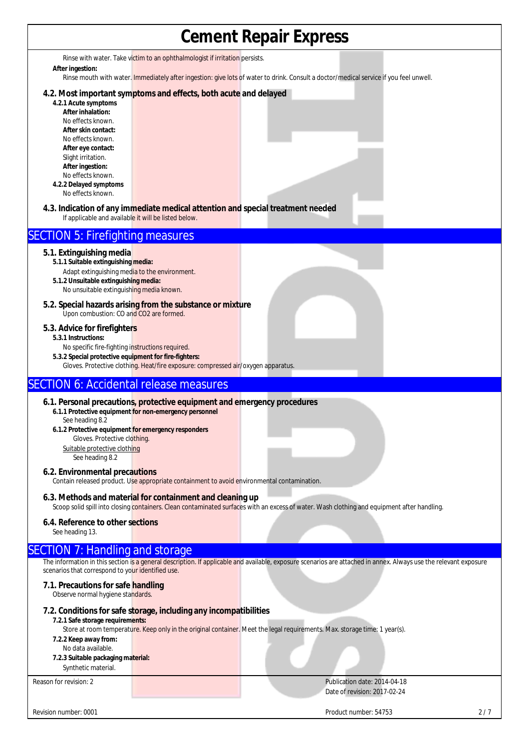Rinse with water. Take victim to an ophthalmologist if irritation persists.

**After ingestion:**

Rinse mouth with water. Immediately after ingestion: give lots of water to drink. Consult a doctor/medical service if you feel unwell.

### 4.2. Most important symptoms and effects, both acute and delayed

**4.2.1 Acute symptoms**

**After inhalation:**

No effects known.

**After skin contact:**

No effects known.

**After eye contact:**

Slight irritation.

**After ingestion:**

No effects known.

**4.2.2 Delayed symptoms**

No effects known.

### 4.3. Indication of any immediate medical attention and special treatment needed

If applicable and available it will be listed below.

## SECTION 5: Firefighting measures

### 5.1. Extinguishing media

**5.1.1 Suitable extinguishing media:**

Adapt extinguishing media to the environment.

**5.1.2 Unsuitable extinguishing media:**

No unsuitable extinguishing media known.

### 5.2. Special hazards arising from the substance or mixture

Upon combustion: CO and $CO_2$ are formed.

### 5.3. Advice for firefighters

**5.3.1 Instructions:**

No specific fire-fighting instructions required.

**5.3.2 Special protective equipment for fire-fighters:**

Gloves. Protective clothing. Heat/fire exposure: compressed air/oxygen apparatus.

## SECTION 6: Accidental release measures

### 6.1. Personal precautions, protective equipment and emergency procedures

**6.1.1 Protective equipment for non-emergency personnel**

See heading 8.2

**6.1.2 Protective equipment for emergency responders**

Gloves. Protective clothing.

Suitable protective clothing

See heading 8.2

### 6.2. Environmental precautions

Contain released product. Use appropriate containment to avoid environmental contamination.

### 6.3. Methods and material for containment and cleaning up

Scoop solid spill into closing containers. Clean contaminated surfaces with an excess of water. Wash clothing and equipment after handling.

### 6.4. Reference to other sections

See heading 13.

## SECTION 7: Handling and storage

The information in this section is a general description. If applicable and available, exposure scenarios are attached in annex. Always use the relevant exposure scenarios that correspond to your identified use.

### 7.1. Precautions for safe handling

Observe normal hygiene standards.

### 7.2. Conditions for safe storage, including any incompatibilities

**7.2.1 Safe storage requirements:**

Store at room temperature. Keep only in the original container. Meet the legal requirements. Max. storage time: 1 year(s).

**7.2.2 Keep away from:**

No data available.

**7.2.3 Suitable packaging material:**

Synthetic material.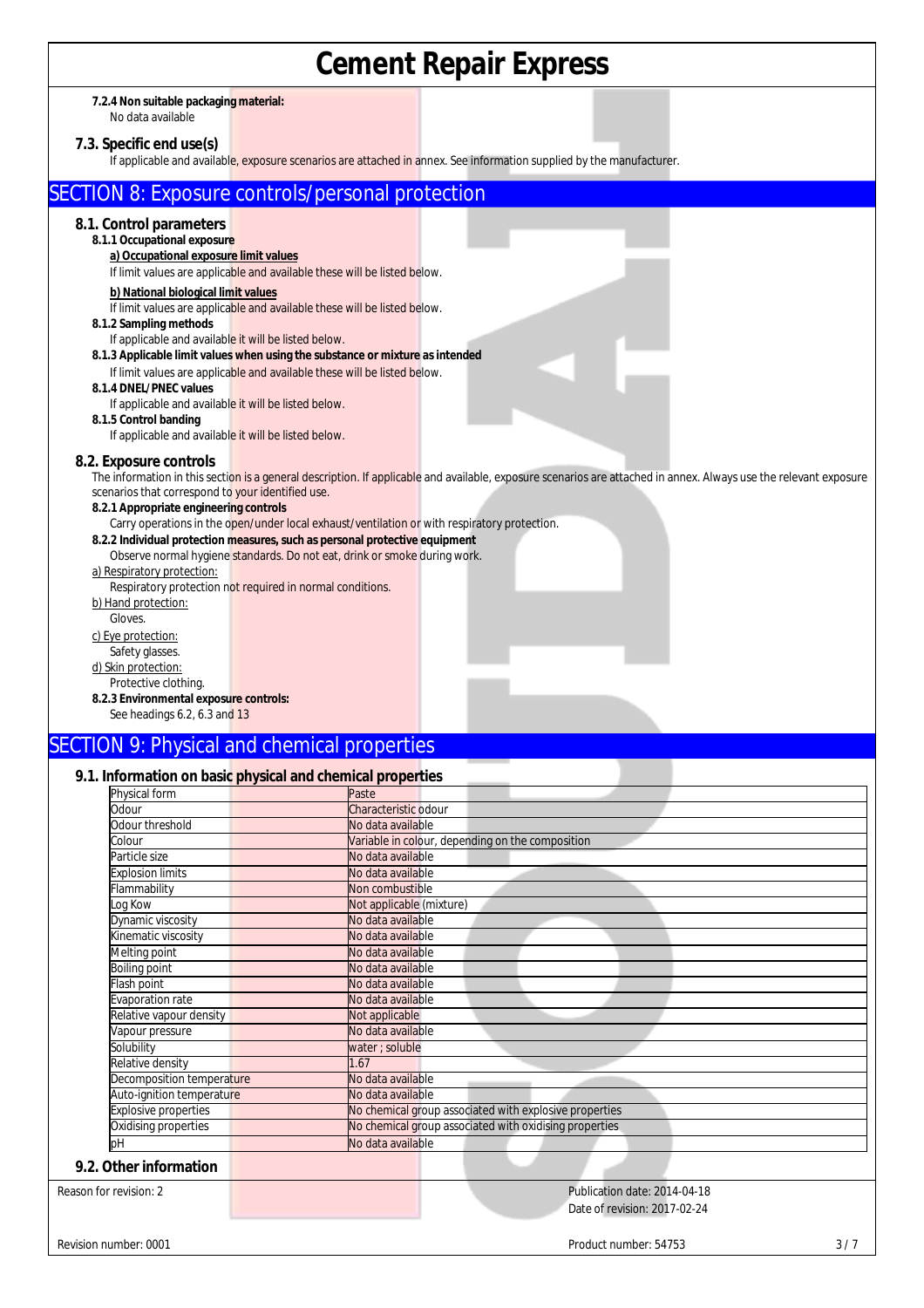**7.2.4 Non suitable packaging material:**

No data available

### 7.3. Specific end use(s)

If applicable and available, exposure scenarios are attached in annex. See information supplied by the manufacturer.

## SECTION 8: Exposure controls/personal protection

### 8.1. Control parameters

**8.1.1 Occupational exposure**

**a) Occupational exposure limit values**

If limit values are applicable and available these will be listed below.

**b) National biological limit values**

If limit values are applicable and available these will be listed below.

**8.1.2 Sampling methods**

If applicable and available it will be listed below.

**8.1.3 Applicable limit values when using the substance or mixture as intended**

If limit values are applicable and available these will be listed below.

**8.1.4 DNEL/PNEC values**

If applicable and available it will be listed below.

**8.1.5 Control banding**

If applicable and available it will be listed below.

### 8.2. Exposure controls

The information in this section is a general description. If applicable and available, exposure scenarios are attached in annex. Always use the relevant exposure scenarios that correspond to your identified use.

**8.2.1 Appropriate engineering controls**

Carry operations in the open/under local exhaust/ventilation or with respiratory protection.

**8.2.2 Individual protection measures, such as personal protective equipment**

Observe normal hygiene standards. Do not eat, drink or smoke during work.

a) Respiratory protection:

Respiratory protection not required in normal conditions.

b) Hand protection:

Gloves.

c) Eye protection:

Safety glasses.

d) Skin protection:

Protective clothing.

**8.2.3 Environmental exposure controls:**

See headings 6.2, 6.3 and 13

## SECTION 9: Physical and chemical properties

### 9.1. Information on basic physical and chemical properties

| Property | Value |
|---|---|
| Physical form | Paste |
| Odour | Characteristic odour |
| Odour threshold | No data available |
| Colour | Variable in colour, depending on the composition |
| Particle size | No data available |
| Explosion limits | No data available |
| Flammability | Non combustible |
| Log Kow | Not applicable (mixture) |
| Dynamic viscosity | No data available |
| Kinematic viscosity | No data available |
| Melting point | No data available |
| Boiling point | No data available |
| Flash point | No data available |
| Evaporation rate | No data available |
| Relative vapour density | Not applicable |
| Vapour pressure | No data available |
| Solubility | water ; soluble |
| Relative density | 1.67 |
| Decomposition temperature | No data available |
| Auto-ignition temperature | No data available |
| Explosive properties | No chemical group associated with explosive properties |
| Oxidising properties | No chemical group associated with oxidising properties |
| pH | No data available |

### 9.2. Other information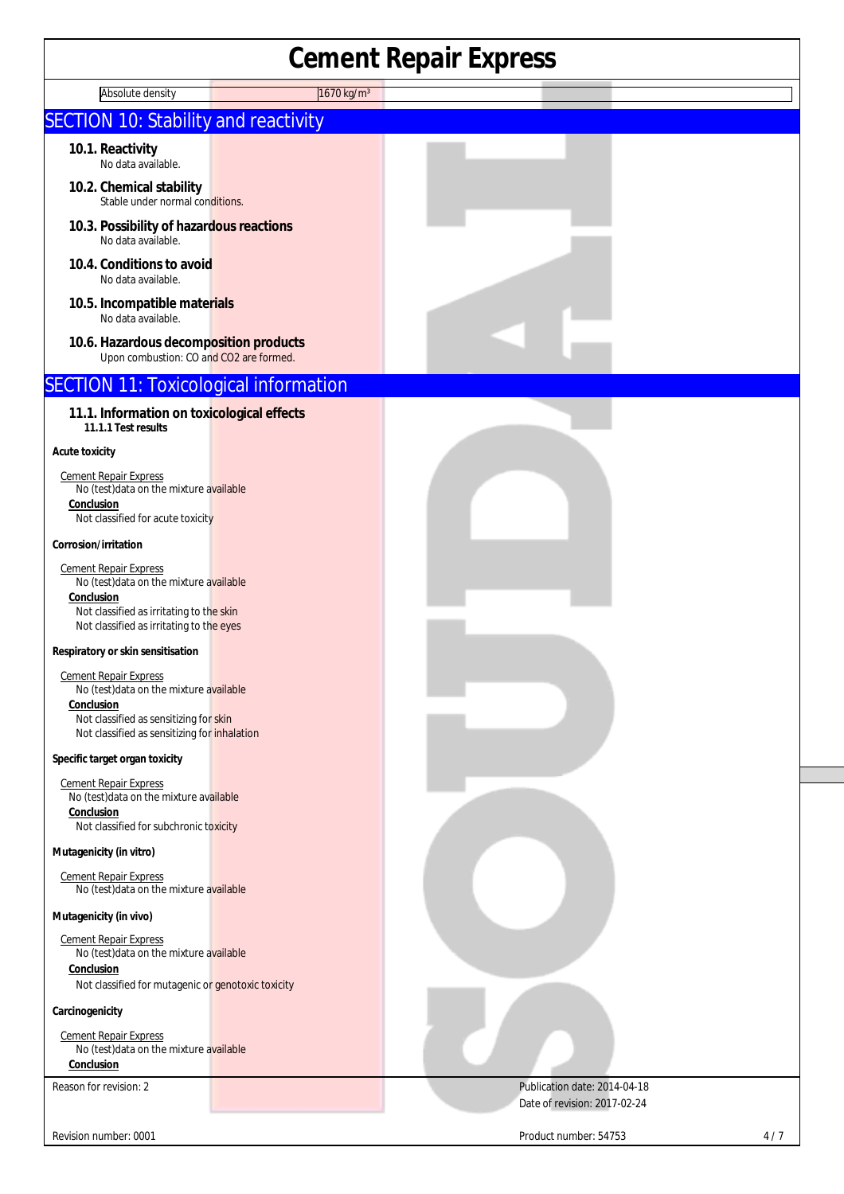| Absolute density | 1670 kg/m³ |
|---|---|

## SECTION 10: Stability and reactivity

### 10.1. Reactivity
No data available.

### 10.2. Chemical stability
Stable under normal conditions.

### 10.3. Possibility of hazardous reactions
No data available.

### 10.4. Conditions to avoid
No data available.

### 10.5. Incompatible materials
No data available.

### 10.6. Hazardous decomposition products
Upon combustion: CO and $CO_2$ are formed.

## SECTION 11: Toxicological information

### 11.1. Information on toxicological effects
**11.1.1 Test results**

**Acute toxicity**

Cement Repair Express
No (test)data on the mixture available
**Conclusion**
Not classified for acute toxicity

**Corrosion/irritation**

Cement Repair Express
No (test)data on the mixture available
**Conclusion**
Not classified as irritating to the skin
Not classified as irritating to the eyes

**Respiratory or skin sensitisation**

Cement Repair Express
No (test)data on the mixture available
**Conclusion**
Not classified as sensitizing for skin
Not classified as sensitizing for inhalation

**Specific target organ toxicity**

Cement Repair Express
No (test)data on the mixture available
**Conclusion**
Not classified for subchronic toxicity

**Mutagenicity (in vitro)**

Cement Repair Express
No (test)data on the mixture available

**Mutagenicity (in vivo)**

Cement Repair Express
No (test)data on the mixture available
**Conclusion**
Not classified for mutagenic or genotoxic toxicity

**Carcinogenicity**

Cement Repair Express
No (test)data on the mixture available
**Conclusion**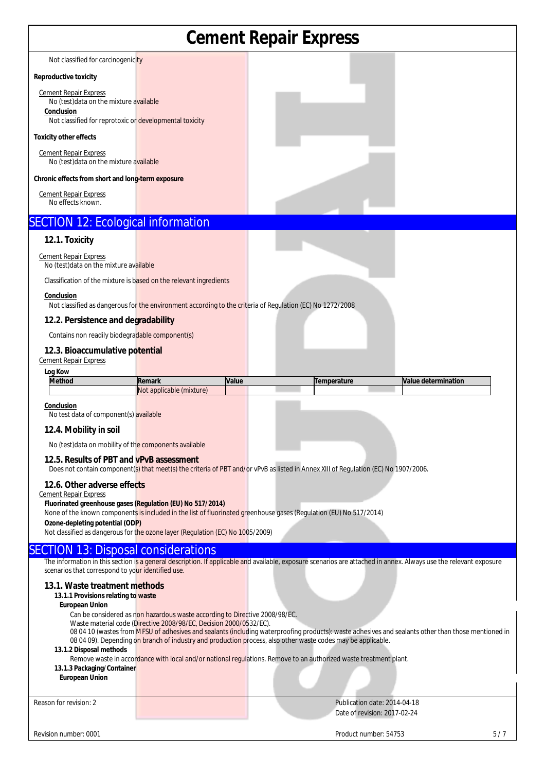Not classified for carcinogenicity

**Reproductive toxicity**

Cement Repair Express
No (test)data on the mixture available

**Conclusion**
Not classified for reprotoxic or developmental toxicity

**Toxicity other effects**

Cement Repair Express
No (test)data on the mixture available

**Chronic effects from short and long-term exposure**

Cement Repair Express
No effects known.

## SECTION 12: Ecological information

### 12.1. Toxicity

Cement Repair Express
No (test)data on the mixture available

Classification of the mixture is based on the relevant ingredients

**Conclusion**
Not classified as dangerous for the environment according to the criteria of Regulation (EC) No 1272/2008

### 12.2. Persistence and degradability

Contains non readily biodegradable component(s)

### 12.3. Bioaccumulative potential

Cement Repair Express

**Log Kow**

| Method | Remark | Value | Temperature | Value determination |
|---|---|---|---|---|
| | Not applicable (mixture) | | | |

**Conclusion**
No test data of component(s) available

### 12.4. Mobility in soil

No (test)data on mobility of the components available

### 12.5. Results of PBT and vPvB assessment

Does not contain component(s) that meet(s) the criteria of PBT and/or vPvB as listed in Annex XIII of Regulation (EC) No 1907/2006.

### 12.6. Other adverse effects

Cement Repair Express

**Fluorinated greenhouse gases (Regulation (EU) No 517/2014)**
None of the known components is included in the list of fluorinated greenhouse gases (Regulation (EU) No 517/2014)

**Ozone-depleting potential (ODP)**
Not classified as dangerous for the ozone layer (Regulation (EC) No 1005/2009)

## SECTION 13: Disposal considerations

The information in this section is a general description. If applicable and available, exposure scenarios are attached in annex. Always use the relevant exposure scenarios that correspond to your identified use.

### 13.1. Waste treatment methods

**13.1.1 Provisions relating to waste**

**European Union**

Can be considered as non hazardous waste according to Directive 2008/98/EC.
Waste material code (Directive 2008/98/EC, Decision 2000/0532/EC).
08 04 10 (wastes from MFSU of adhesives and sealants (including waterproofing products): waste adhesives and sealants other than those mentioned in 08 04 09). Depending on branch of industry and production process, also other waste codes may be applicable.

**13.1.2 Disposal methods**

Remove waste in accordance with local and/or national regulations. Remove to an authorized waste treatment plant.

**13.1.3 Packaging/Container**

**European Union**

Reason for revision: 2
Publication date: 2014-04-18
Date of revision: 2017-02-24
Revision number: 0001
Product number: 54753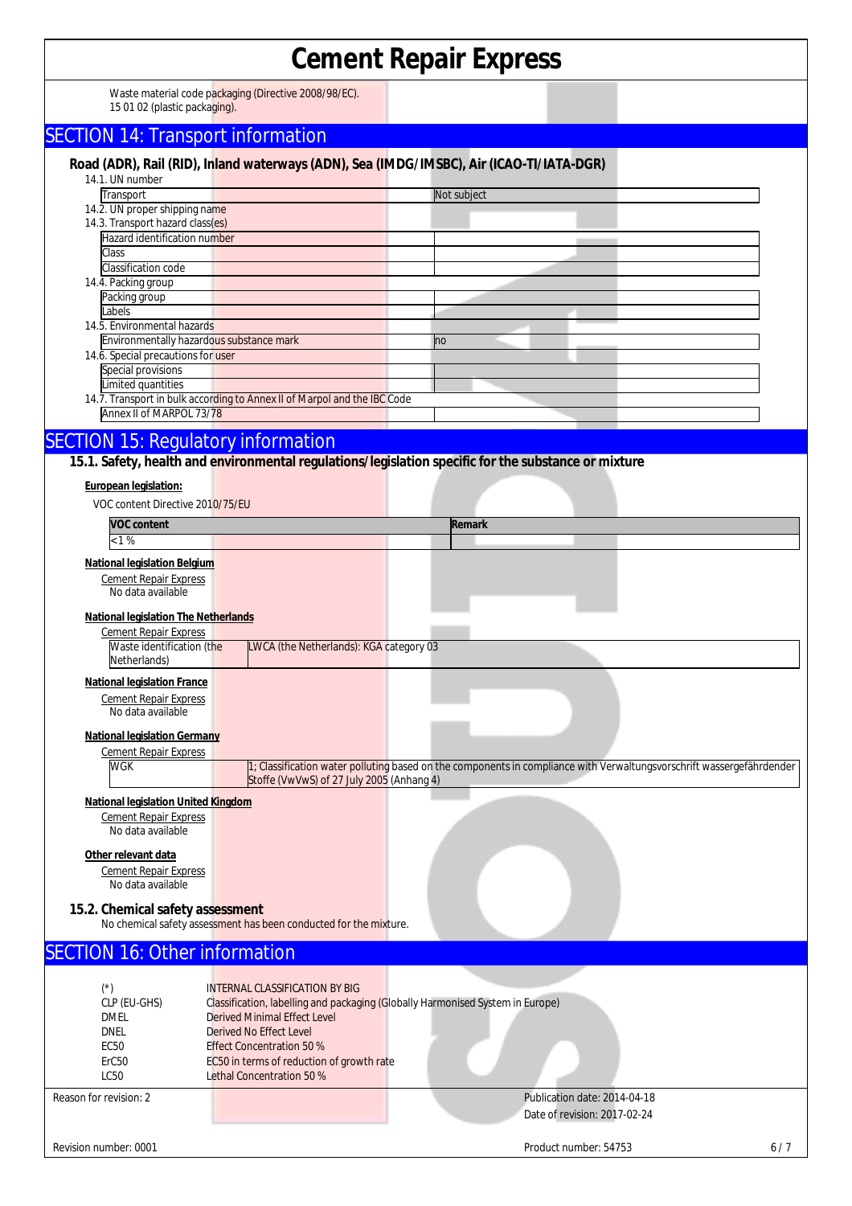Waste material code packaging (Directive 2008/98/EC).
15 01 02 (plastic packaging).

## SECTION 14: Transport information

**Road (ADR), Rail (RID), Inland waterways (ADN), Sea (IMDG/IMSBC), Air (ICAO-TI/IATA-DGR)**

14.1. UN number

| Transport | Not subject |
|---|---|

14.2. UN proper shipping name

14.3. Transport hazard class(es)

| Hazard identification number | |
|---|---|
| Class | |
| Classification code | |

14.4. Packing group

| Packing group | |
|---|---|
| Labels | |

14.5. Environmental hazards

| Environmentally hazardous substance mark | no |
|---|---|

14.6. Special precautions for user

| Special provisions | |
|---|---|
| Limited quantities | |

14.7. Transport in bulk according to Annex II of Marpol and the IBC Code

| Annex II of MARPOL 73/78 | |
|---|---|

## SECTION 15: Regulatory information

### 15.1. Safety, health and environmental regulations/legislation specific for the substance or mixture

**European legislation:**

VOC content Directive 2010/75/EU

| VOC content | Remark |
|---|---|
| <1 % | |

**National legislation Belgium**

Cement Repair Express

No data available

**National legislation The Netherlands**

Cement Repair Express

| Waste identification (the Netherlands) | LWCA (the Netherlands): KGA category 03 |
|---|---|

**National legislation France**

Cement Repair Express

No data available

**National legislation Germany**

Cement Repair Express

| WGK | 1; Classification water polluting based on the components in compliance with Verwaltungsvorschrift wassergefährdender Stoffe (VwVwS) of 27 July 2005 (Anhang 4) |
|---|---|

**National legislation United Kingdom**

Cement Repair Express

No data available

**Other relevant data**

Cement Repair Express

No data available

### 15.2. Chemical safety assessment

No chemical safety assessment has been conducted for the mixture.

## SECTION 16: Other information

| | |
|---|---|
| (*) | INTERNAL CLASSIFICATION BY BIG |
| CLP (EU-GHS) | Classification, labelling and packaging (Globally Harmonised System in Europe) |
| DMEL | Derived Minimal Effect Level |
| DNEL | Derived No Effect Level |
| EC50 | Effect Concentration 50 % |
| ErC50 | EC50 in terms of reduction of growth rate |
| LC50 | Lethal Concentration 50 % |

Reason for revision: 2

Publication date: 2014-04-18

Date of revision: 2017-02-24

Revision number: 0001

Product number: 54753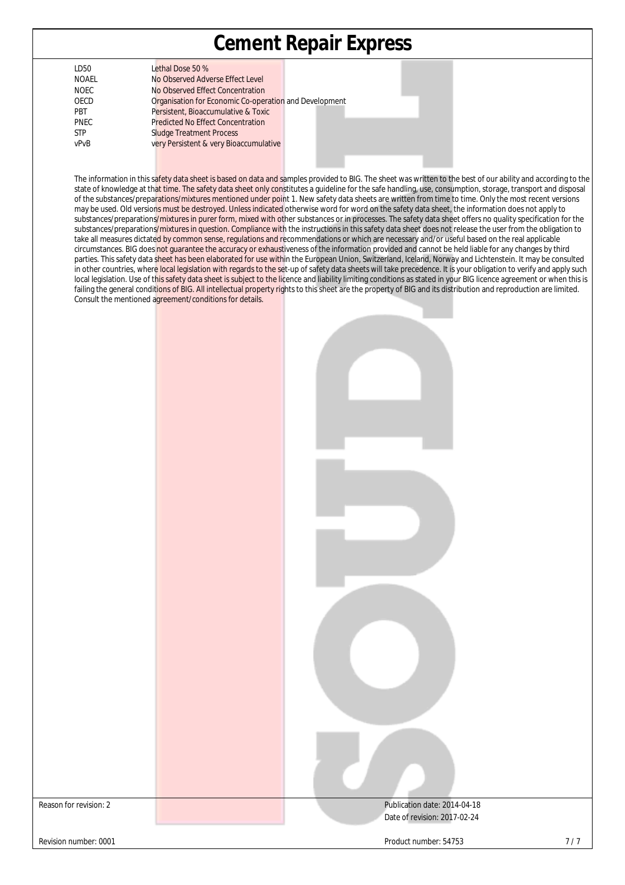| | |
|---|---|
| LD50 | Lethal Dose 50 % |
| NOAEL | No Observed Adverse Effect Level |
| NOEC | No Observed Effect Concentration |
| OECD | Organisation for Economic Co-operation and Development |
| PBT | Persistent, Bioaccumulative & Toxic |
| PNEC | Predicted No Effect Concentration |
| STP | Sludge Treatment Process |
| vPvB | very Persistent & very Bioaccumulative |

The information in this safety data sheet is based on data and samples provided to BIG. The sheet was written to the best of our ability and according to the state of knowledge at that time. The safety data sheet only constitutes a guideline for the safe handling, use, consumption, storage, transport and disposal of the substances/preparations/mixtures mentioned under point 1. New safety data sheets are written from time to time. Only the most recent versions may be used. Old versions must be destroyed. Unless indicated otherwise word for word on the safety data sheet, the information does not apply to substances/preparations/mixtures in purer form, mixed with other substances or in processes. The safety data sheet offers no quality specification for the substances/preparations/mixtures in question. Compliance with the instructions in this safety data sheet does not release the user from the obligation to take all measures dictated by common sense, regulations and recommendations or which are necessary and/or useful based on the real applicable circumstances. BIG does not guarantee the accuracy or exhaustiveness of the information provided and cannot be held liable for any changes by third parties. This safety data sheet has been elaborated for use within the European Union, Switzerland, Iceland, Norway and Lichtenstein. It may be consulted in other countries, where local legislation with regards to the set-up of safety data sheets will take precedence. It is your obligation to verify and apply such local legislation. Use of this safety data sheet is subject to the licence and liability limiting conditions as stated in your BIG licence agreement or when this is failing the general conditions of BIG. All intellectual property rights to this sheet are the property of BIG and its distribution and reproduction are limited. Consult the mentioned agreement/conditions for details.